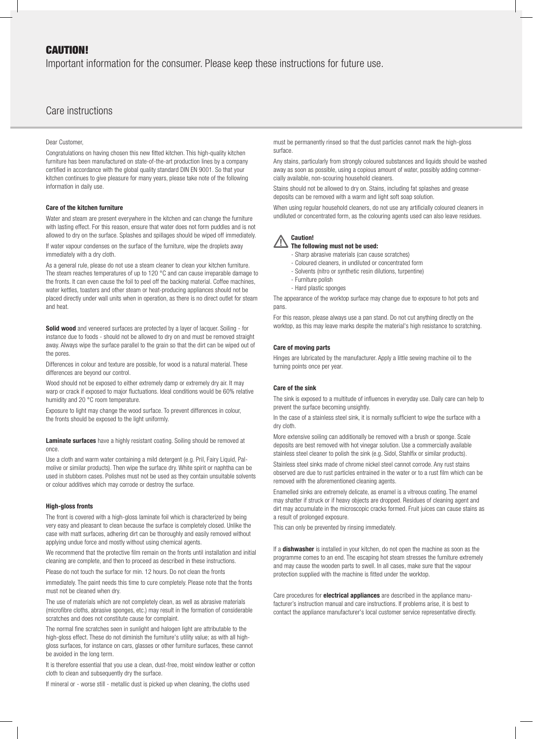# CAUTION!

Important information for the consumer. Please keep these instructions for future use.

## Care instructions

Dear Customer,

Congratulations on having chosen this new fitted kitchen. This high-quality kitchen furniture has been manufactured on state-of-the-art production lines by a company certified in accordance with the global quality standard DIN EN 9001. So that your kitchen continues to give pleasure for many years, please take note of the following information in daily use.

### Care of the kitchen furniture

Water and steam are present everywhere in the kitchen and can change the furniture with lasting effect. For this reason, ensure that water does not form puddles and is not allowed to dry on the surface. Splashes and spillages should be wiped off immediately.

If water vapour condenses on the surface of the furniture, wipe the droplets away immediately with a dry cloth.

As a general rule, please do not use a steam cleaner to clean your kitchen furniture. The steam reaches temperatures of up to 120 °C and can cause irreparable damage to the fronts. It can even cause the foil to peel off the backing material. Coffee machines, water kettles, toasters and other steam or heat-producing appliances should not be placed directly under wall units when in operation, as there is no direct outlet for steam and heat.

**Solid wood** and veneered surfaces are protected by a layer of lacquer. Soiling - for instance due to foods - should not be allowed to dry on and must be removed straight away. Always wipe the surface parallel to the grain so that the dirt can be wiped out of the pores.

Differences in colour and texture are possible, for wood is a natural material. These differences are beyond our control.

Wood should not be exposed to either extremely damp or extremely dry air. It may warp or crack if exposed to major fluctuations. Ideal conditions would be 60% relative humidity and 20 °C room temperature.

Exposure to light may change the wood surface. To prevent differences in colour, the fronts should be exposed to the light uniformly.

**Laminate surfaces** have a highly resistant coating. Soiling should be removed at once.

Use a cloth and warm water containing a mild detergent (e.g. Pril, Fairy Liquid, Palmolive or similar products). Then wipe the surface dry. White spirit or naphtha can be used in stubborn cases. Polishes must not be used as they contain unsuitable solvents or colour additives which may corrode or destroy the surface.

### High-gloss fronts

The front is covered with a high-gloss laminate foil which is characterized by being very easy and pleasant to clean because the surface is completely closed. Unlike the case with matt surfaces, adhering dirt can be thoroughly and easily removed without applying undue force and mostly without using chemical agents.

We recommend that the protective film remain on the fronts until installation and initial cleaning are complete, and then to proceed as described in these instructions.

Please do not touch the surface for min. 12 hours. Do not clean the fronts

immediately. The paint needs this time to cure completely. Please note that the fronts must not be cleaned when dry.

The use of materials which are not completely clean, as well as abrasive materials (microfibre cloths, abrasive sponges, etc.) may result in the formation of considerable scratches and does not constitute cause for complaint.

The normal fine scratches seen in sunlight and halogen light are attributable to the high-gloss effect. These do not diminish the furniture's utility value; as with all high-gloss surfaces, for instance on cars, glasses or other furniture surfaces, these cannot be avoided in the long term.

It is therefore essential that you use a clean, dust-free, moist window leather or cotton cloth to clean and subsequently dry the surface.

If mineral or - worse still - metallic dust is picked up when cleaning, the cloths used must be permanently rinsed so that the dust particles cannot mark the high-gloss surface.

Any stains, particularly from strongly coloured substances and liquids should be washed away as soon as possible, using a copious amount of water, possibly adding commercially available, non-scouring household cleaners.

Stains should not be allowed to dry on. Stains, including fat splashes and grease deposits can be removed with a warm and light soft soap solution.

When using regular household cleaners, do not use any artificially coloured cleaners in undiluted or concentrated form, as the colouring agents used can also leave residues.

**Caution!**
**The following must not be used:**

- Sharp abrasive materials (can cause scratches)
- Coloured cleaners, in undiluted or concentrated form
- Solvents (nitro or synthetic resin dilutions, turpentine)
- Furniture polish
- Hard plastic sponges

The appearance of the worktop surface may change due to exposure to hot pots and pans.

For this reason, please always use a pan stand. Do not cut anything directly on the worktop, as this may leave marks despite the material's high resistance to scratching.

### Care of moving parts

Hinges are lubricated by the manufacturer. Apply a little sewing machine oil to the turning points once per year.

### Care of the sink

The sink is exposed to a multitude of influences in everyday use. Daily care can help to prevent the surface becoming unsightly.

In the case of a stainless steel sink, it is normally sufficient to wipe the surface with a dry cloth.

More extensive soiling can additionally be removed with a brush or sponge. Scale deposits are best removed with hot vinegar solution. Use a commercially available stainless steel cleaner to polish the sink (e.g. Sidol, Stahlfix or similar products).

Stainless steel sinks made of chrome nickel steel cannot corrode. Any rust stains observed are due to rust particles entrained in the water or to a rust film which can be removed with the aforementioned cleaning agents.

Enamelled sinks are extremely delicate, as enamel is a vitreous coating. The enamel may shatter if struck or if heavy objects are dropped. Residues of cleaning agent and dirt may accumulate in the microscopic cracks formed. Fruit juices can cause stains as a result of prolonged exposure.

This can only be prevented by rinsing immediately.

If a **dishwasher** is installed in your kitchen, do not open the machine as soon as the programme comes to an end. The escaping hot steam stresses the furniture extremely and may cause the wooden parts to swell. In all cases, make sure that the vapour protection supplied with the machine is fitted under the worktop.

Care procedures for **electrical appliances** are described in the appliance manufacturer's instruction manual and care instructions. If problems arise, it is best to contact the appliance manufacturer's local customer service representative directly.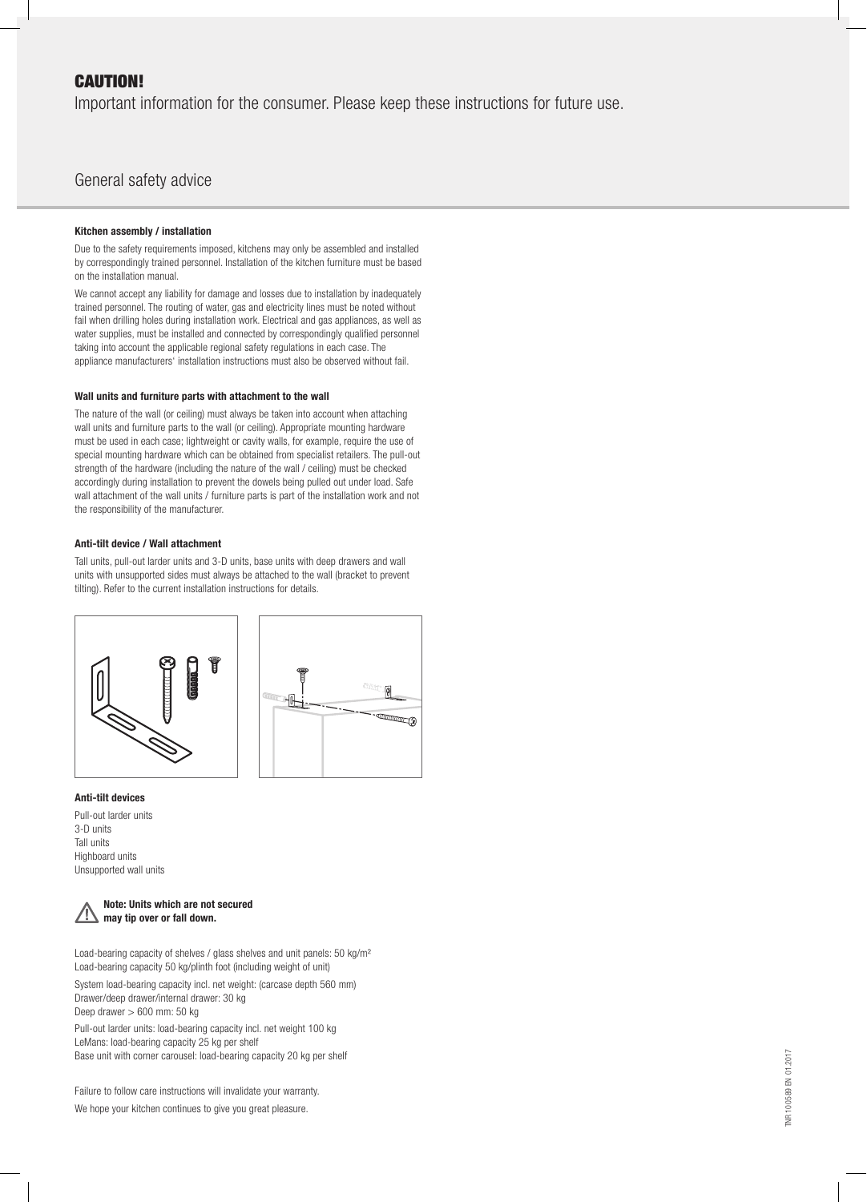## CAUTION!

Important information for the consumer. Please keep these instructions for future use.

# General safety advice

**Kitchen assembly / installation**

Due to the safety requirements imposed, kitchens may only be assembled and installed by correspondingly trained personnel. Installation of the kitchen furniture must be based on the installation manual.

We cannot accept any liability for damage and losses due to installation by inadequately trained personnel. The routing of water, gas and electricity lines must be noted without fail when drilling holes during installation work. Electrical and gas appliances, as well as water supplies, must be installed and connected by correspondingly qualified personnel taking into account the applicable regional safety regulations in each case. The appliance manufacturers' installation instructions must also be observed without fail.

**Wall units and furniture parts with attachment to the wall**

The nature of the wall (or ceiling) must always be taken into account when attaching wall units and furniture parts to the wall (or ceiling). Appropriate mounting hardware must be used in each case; lightweight or cavity walls, for example, require the use of special mounting hardware which can be obtained from specialist retailers. The pull-out strength of the hardware (including the nature of the wall / ceiling) must be checked accordingly during installation to prevent the dowels being pulled out under load. Safe wall attachment of the wall units / furniture parts is part of the installation work and not the responsibility of the manufacturer.

**Anti-tilt device / Wall attachment**

Tall units, pull-out larder units and 3-D units, base units with deep drawers and wall units with unsupported sides must always be attached to the wall (bracket to prevent tilting). Refer to the current installation instructions for details.

**Anti-tilt devices**

Pull-out larder units
3-D units
Tall units
Highboard units
Unsupported wall units

**Note: Units which are not secured may tip over or fall down.**

Load-bearing capacity of shelves / glass shelves and unit panels: 50 kg/m²
Load-bearing capacity 50 kg/plinth foot (including weight of unit)

System load-bearing capacity incl. net weight: (carcase depth 560 mm)
Drawer/deep drawer/internal drawer: 30 kg
Deep drawer > 600 mm: 50 kg

Pull-out larder units: load-bearing capacity incl. net weight 100 kg
LeMans: load-bearing capacity 25 kg per shelf
Base unit with corner carousel: load-bearing capacity 20 kg per shelf

Failure to follow care instructions will invalidate your warranty.

We hope your kitchen continues to give you great pleasure.

TNR 100589 EN 01.2017